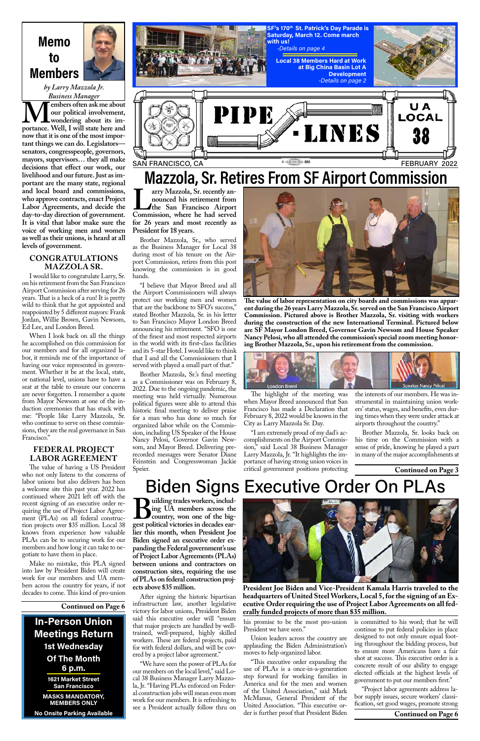# PIPE-LINES

UA LOCAL 38

SAN FRANCISCO, CA — FEBRUARY 2022

SF's 170th St. Patrick's Day Parade is Saturday, March 12. Come march with us!
*-Details on page 4*

Local 38 Members Hard at Work at Big China Basin Lot A Development
*-Details on page 2*

## Memo to Members

*by Larry Mazzola Jr.*
*Business Manager*

**Members often ask me about our political involvement, wondering about its importance. Well, I will state here and now that it is one of the most important things we can do. Legislators—senators, congresspeople, governors, mayors, supervisors… they all make decisions that effect our work, our livelihood and our future. Just as important are the many state, regional and local board and commissions, who approve contracts, enact Project Labor Agreements, and decide the day-to-day direction of government. It is vital that labor make sure the voice of working men and women as well as their unions, is heard at all levels of government.**

### CONGRATULATIONS MAZZOLA SR.

I would like to congratulate Larry, Sr. on his retirement from the San Francisco Airport Commission after serving for 26 years. That is a heck of a run! It is pretty wild to think that he got appointed and reappointed by 5 different mayors: Frank Jordan, Willie Brown, Gavin Newsom, Ed Lee, and London Breed.

When I look back on all the things he accomplished on this commission for our members and for all organized labor, it reminds me of the importance of having our voice represented in government. Whether it be at the local, state, or national level, unions have to have a seat at the table to ensure our concerns are never forgotten. I remember a quote from Mayor Newsom at one of the induction ceremonies that has stuck with me: "People like Larry Mazzola, Sr. who continue to serve on these commissions, they are the real governance in San Francisco."

### FEDERAL PROJECT LABOR AGREEMENT

The value of having a US President who not only listens to the concerns of labor unions but also delivers has been a welcome site this past year. 2022 has continued where 2021 left off with the recent signing of an executive order requiring the use of Project Labor Agreement (PLAs) on all federal construction projects over $35 million. Local 38 knows from experience how valuable PLAs can be to securing work for our members and how long it can take to negotiate to have them in place.

Make no mistake, this PLA signed into law by President Biden will create work for our members and UA members across the country for years, if not decades to come. This kind of pro-union

**Continued on Page 6**

**In-Person Union Meetings Return**
**1st Wednesday Of The Month**
**6 p.m.**
**1621 Market Street**
**San Francisco**
**MASKS MANDATORY, MEMBERS ONLY**
**No Onsite Parking Available**

# Mazzola, Sr. Retires From SF Airport Commission

**Larry Mazzola, Sr. recently announced his retirement from the San Francisco Airport Commission, where he had served for 26 years and most recently as President for 18 years.**

Brother Mazzola, Sr., who served as the Business Manager for Local 38 during most of his tenure on the Airport Commission, retires from this post knowing the commission is in good hands.

"I believe that Mayor Breed and all the Airport Commissioners will always protect our working men and women that are the backbone to SFO's success," stated Brother Mazzola, Sr. in his letter to San Francisco Mayor London Breed announcing his retirement. "SFO is one of the finest and most respected airports in the world with its first-class facilities and its 5-star Hotel. I would like to think that I and all the Commissioners that I served with played a small part of that."

Brother Mazzola, Sr.'s final meeting as a Commissioner was on February 8, 2022. Due to the ongoing pandemic, the meeting was held virtually. Numerous political figures were able to attend this historic final meeting to deliver praise for a man who has done so much for organized labor while on the Commission, including US Speaker of the House Nancy Pelosi, Governor Gavin Newsom, and Mayor Breed. Delivering pre-recorded messages were Senator Diane Feinstein and Congresswoman Jackie Speier.

**The value of labor representation on city boards and commissions was apparent during the 26 years Larry Mazzola, Sr. served on the San Francisco Airport Commission. Pictured above is Brother Mazzola, Sr. visiting with workers during the construction of the new International Terminal. Pictured below are SF Mayor London Breed, Governor Gavin Newsom and House Speaker Nancy Pelosi, who all attended the commission's special zoom meeting honoring Brother Mazzola, Sr., upon his retirement from the commission.**

London Breed — Speaker Nancy Pelosi

The highlight of the meeting was when Mayor Breed announced that San Francisco has made a Declaration that February 8, 2022 would be known in the City as Larry Mazzola Sr. Day.

"I am extremely proud of my dad's accomplishments on the Airport Commission," said Local 38 Business Manager Larry Mazzola, Jr. "It highlights the importance of having strong union voices in critical government positions protecting the interests of our members. He was instrumental in maintaining union workers' status, wages, and benefits, even during times when they were under attack at airports throughout the country."

Brother Mazzola, Sr. looks back on his time on the Commission with a sense of pride, knowing he played a part in many of the major accomplishments at

**Continued on Page 3**

# Biden Signs Executive Order On PLAs

**Building trades workers, including UA members across the country, won one of the biggest political victories in decades earlier this month, when President Joe Biden signed an executive order expanding the Federal government's use of Project Labor Agreements (PLAs) between unions and contractors on construction sites, requiring the use of PLAs on federal construction projects above $35 million.**

After signing the historic bipartisan infrastructure law, another legislative victory for labor unions, President Biden said this executive order will "ensure that major projects are handled by well-trained, well-prepared, highly skilled workers. These are federal projects, paid for with federal dollars, and will be covered by a project labor agreement."

"We have seen the power of PLAs for our members on the local level," said Local 38 Business Manager Larry Mazzola, Jr. "Having PLAs enforced on Federal construction jobs will mean even more work for our members. It is refreshing to see a President actually follow thru on his promise to be the most pro-union President we have seen."

**President Joe Biden and Vice-President Kamala Harris traveled to the headquarters of United Steel Workers, Local 5, for the signing of an Executive Order requiring the use of Project Labor Agreements on all federally funded projects of more than $35 million.**

Union leaders across the country are applauding the Biden Administration's moves to help organized labor.

"This executive order expanding the use of PLAs is a once-in-a-generation step forward for working families in America and for the men and women of the United Association," said Mark McManus, General President of the United Association. "This executive order is further proof that President Biden is committed to his word; that he will continue to put federal policies in place designed to not only ensure equal footing throughout the bidding process, but to ensure more Americans have a fair shot at success. This executive order is a concrete result of our ability to engage elected officials at the highest levels of government to put our members first."

"Project labor agreements address labor supply issues, secure workers' classification, set good wages, promote strong

**Continued on Page 6**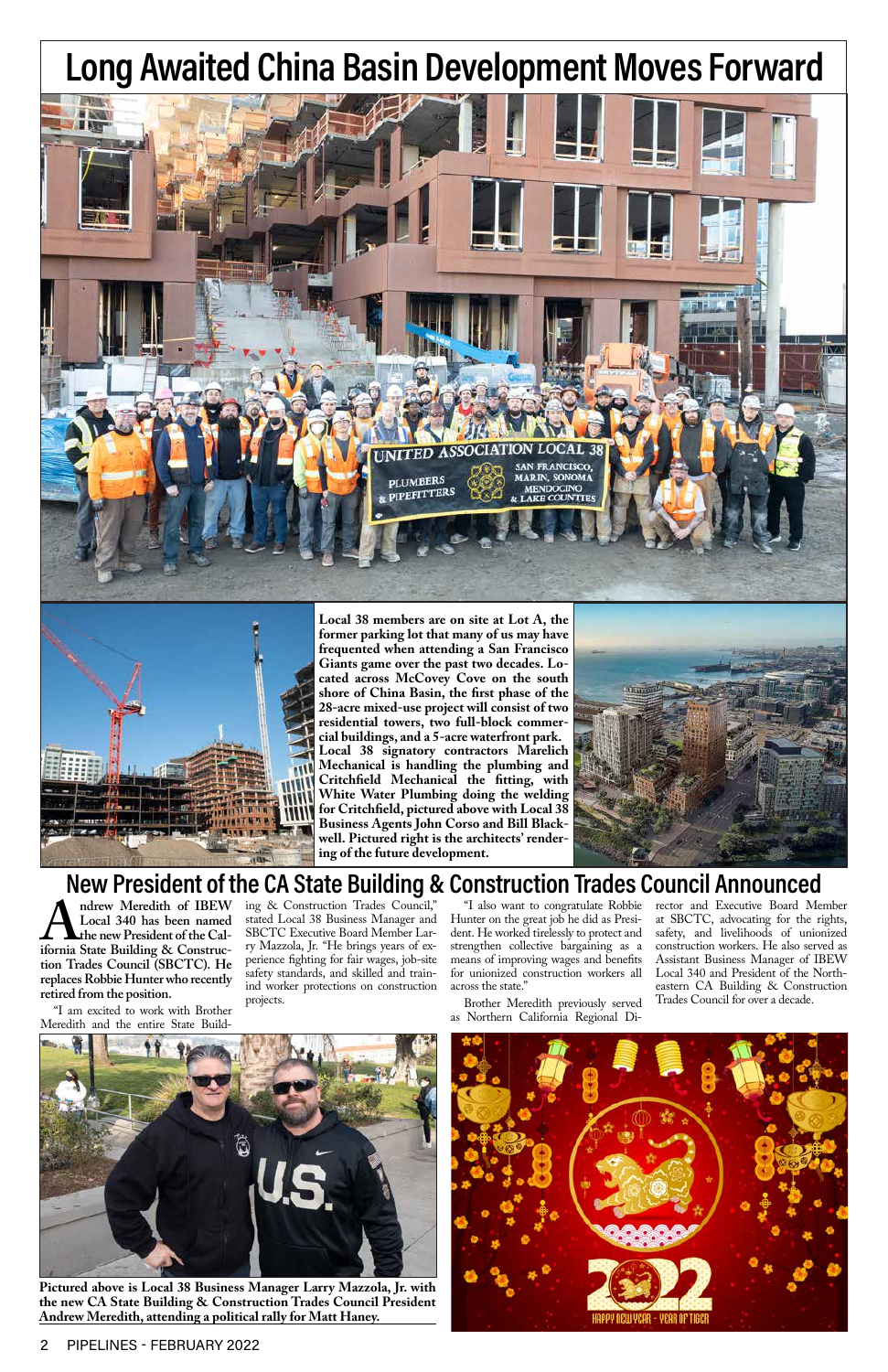# Long Awaited China Basin Development Moves Forward

**Local 38 members are on site at Lot A, the former parking lot that many of us may have frequented when attending a San Francisco Giants game over the past two decades. Located across McCovey Cove on the south shore of China Basin, the first phase of the 28-acre mixed-use project will consist of two residential towers, two full-block commercial buildings, and a 5-acre waterfront park. Local 38 signatory contractors Marelich Mechanical is handling the plumbing and Critchfield Mechanical the fitting, with White Water Plumbing doing the welding for Critchfield, pictured above with Local 38 Business Agents John Corso and Bill Blackwell. Pictured right is the architects' rendering of the future development.**

## New President of the CA State Building & Construction Trades Council Announced

**Andrew Meredith of IBEW Local 340 has been named the new President of the California State Building & Construction Trades Council (SBCTC). He replaces Robbie Hunter who recently retired from the position.**

"I am excited to work with Brother Meredith and the entire State Building & Construction Trades Council," stated Local 38 Business Manager and SBCTC Executive Board Member Larry Mazzola, Jr. "He brings years of experience fighting for fair wages, job-site safety standards, and skilled and trained worker protections on construction projects.

"I also want to congratulate Robbie Hunter on the great job he did as President. He worked tirelessly to protect and strengthen collective bargaining as a means of improving wages and benefits for unionized construction workers all across the state."

Brother Meredith previously served as Northern California Regional Director and Executive Board Member at SBCTC, advocating for the rights, safety, and livelihoods of unionized construction workers. He also served as Assistant Business Manager of IBEW Local 340 and President of the Northeastern CA Building & Construction Trades Council for over a decade.

**Pictured above is Local 38 Business Manager Larry Mazzola, Jr. with the new CA State Building & Construction Trades Council President Andrew Meredith, attending a political rally for Matt Haney.**

2022 HAPPY NEW YEAR - YEAR OF TIGER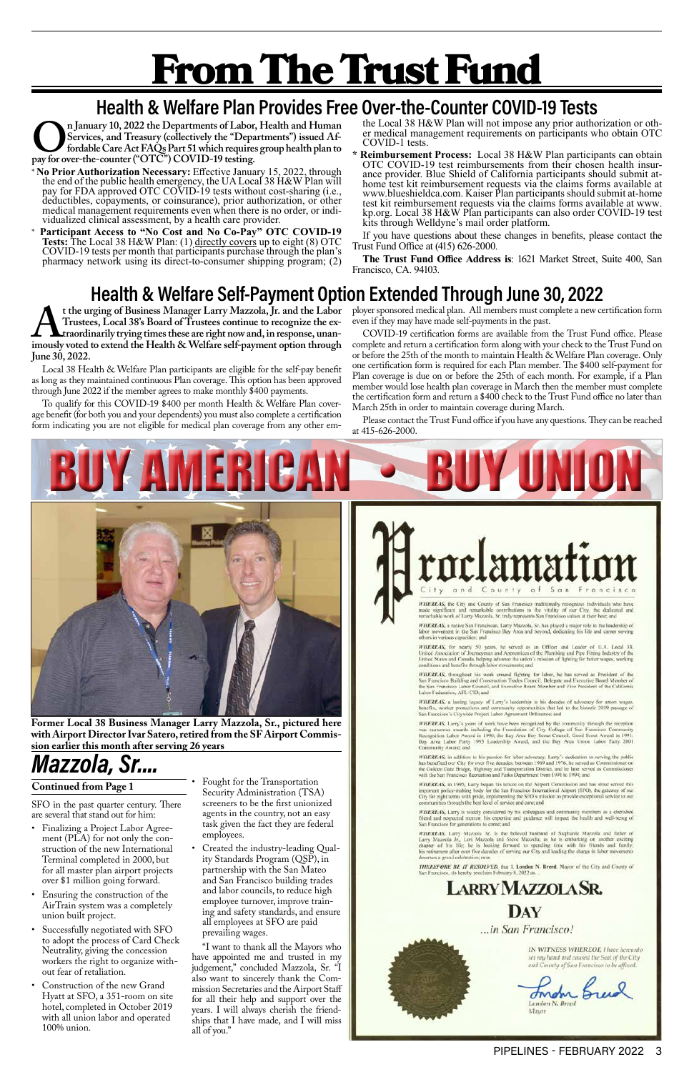# From The Trust Fund

## Health & Welfare Plan Provides Free Over-the-Counter COVID-19 Tests

**On January 10, 2022 the Departments of Labor, Health and Human Services, and Treasury (collectively the "Departments") issued Affordable Care Act FAQs Part 51 which requires group health plan to pay for over-the-counter ("OTC") COVID-19 testing.**

- **No Prior Authorization Necessary:** Effective January 15, 2022, through the end of the public health emergency, the UA Local 38 H&W Plan will pay for FDA approved OTC COVID-19 tests without cost-sharing (i.e., deductibles, copayments, or coinsurance), prior authorization, or other medical management requirements even when there is no order, or individualized clinical assessment, by a health care provider.
- **Participant Access to "No Cost and No Co-Pay" OTC COVID-19 Tests:** The Local 38 H&W Plan: (1) directly covers up to eight (8) OTC COVID-19 tests per month that participants purchase through the plan's pharmacy network using its direct-to-consumer shipping program; (2) the Local 38 H&W Plan will not impose any prior authorization or other medical management requirements on participants who obtain OTC COVID-1 tests.
- **Reimbursement Process:** Local 38 H&W Plan participants can obtain OTC COVID-19 test reimbursements from their chosen health insurance provider. Blue Shield of California participants should submit at-home test kit reimbursement requests via the claims forms available at www.blueshieldca.com. Kaiser Plan participants should submit at-home test kit reimbursement requests via the claims forms available at www.kp.org. Local 38 H&W Plan participants can also order COVID-19 test kits through Welldyne's mail order platform.

If you have questions about these changes in benefits, please contact the Trust Fund Office at (415) 626-2000.

**The Trust Fund Office Address is**: 1621 Market Street, Suite 400, San Francisco, CA. 94103.

## Health & Welfare Self-Payment Option Extended Through June 30, 2022

**At the urging of Business Manager Larry Mazzola, Jr. and the Labor Trustees, Local 38's Board of Trustees continue to recognize the extraordinarily trying times these are right now and, in response, unanimously voted to extend the Health & Welfare self-payment option through June 30, 2022.**

Local 38 Health & Welfare Plan participants are eligible for the self-pay benefit as long as they maintained continuous Plan coverage. This option has been approved through June 2022 if the member agrees to make monthly $400 payments.

To qualify for this COVID-19 $400 per month Health & Welfare Plan coverage benefit (for both you and your dependents) you must also complete a certification form indicating you are not eligible for medical plan coverage from any other employer sponsored medical plan. All members must complete a new certification form even if they may have made self-payments in the past.

COVID-19 certification forms are available from the Trust Fund office. Please complete and return a certification form along with your check to the Trust Fund on or before the 25th of the month to maintain Health & Welfare Plan coverage. Only one certification form is required for each Plan member. The $400 self-payment for Plan coverage is due on or before the 25th of each month. For example, if a Plan member would lose health plan coverage in March then the member must complete the certification form and return a $400 check to the Trust Fund office no later than March 25th in order to maintain coverage during March.

Please contact the Trust Fund office if you have any questions. They can be reached at 415-626-2000.

BUY AMERICAN • BUY UNION

Former Local 38 Business Manager Larry Mazzola, Sr., pictured here with Airport Director Ivar Satero, retired from the SF Airport Commission earlier this month after serving 26 years

## Mazzola, Sr....

**Continued from Page 1**

SFO in the past quarter century. There are several that stand out for him:

- Finalizing a Project Labor Agreement (PLA) for not only the construction of the new International Terminal completed in 2000, but for all master plan airport projects over $1 million going forward.
- Ensuring the construction of the AirTrain system was a completely union built project.
- Successfully negotiated with SFO to adopt the process of Card Check Neutrality, giving the concession workers the right to organize without fear of retaliation.
- Construction of the new Grand Hyatt at SFO, a 351-room on site hotel, completed in October 2019 with all union labor and operated 100% union.
- Fought for the Transportation Security Administration (TSA) screeners to be the first unionized agents in the country, not an easy task given the fact they are federal employees.
- Created the industry-leading Quality Standards Program (QSP), in partnership with the San Mateo and San Francisco building trades and labor councils, to reduce high employee turnover, improve training and safety standards, and ensure all employees at SFO are paid prevailing wages.

"I want to thank all the Mayors who have appointed me and trusted in my judgement," concluded Mazzola, Sr. "I also want to sincerely thank the Commission Secretaries and the Airport Staff for all their help and support over the years. I will always cherish the friendships that I have made, and I will miss all of you."

# Proclamation

City and County of San Francisco

*WHEREAS*, the City and County of San Francisco traditionally recognizes individuals who have made significant and remarkable contributions to the vitality of our City, the dedicated and remarkable work of Larry Mazzola, Sr. truly represents San Francisco values at their best; and

*WHEREAS*, a native San Franciscan, Larry Mazzola, Sr. has played a major role in the leadership of labor movement in the San Francisco Bay Area and beyond, dedicating his life and career serving others in various capacities; and

*WHEREAS*, for nearly 50 years, he served as an Officer and Leader of U.A. Local 38, United Association of Journeymen and Apprentices of the Plumbing and Pipe Fitting Industry of the United States and Canada helping advance the union's mission of fighting for better wages, working conditions and benefits through labor movements; and

*WHEREAS*, throughout his work around fighting for labor, he has served as President of the San Francisco Building and Construction Trades Council, Delegate and Executive Board Member of the San Francisco Labor Council, and Executive Board Member and Vice President of the California Labor Federation, AFL-CIO; and

*WHEREAS*, a lasting legacy of Larry's leadership is his decades of advocacy for union wages, benefits, worker protections and community opportunities that led to the historic 2019 passage of San Francisco's Citywide Project Labor Agreement Ordinance; and

*WHEREAS*, Larry's years of work have been recognized by the community through the reception was numerous awards including the Foundation of City College of San Francisco Community Recognition Labor Award in 1990, the Bay Area Boy Scout Council, Good Scout Award in 1991; Bay Area Labor Party 1993 Leadership Award, and the Bay Area Union Labor Party 2001 Community Award; and

*WHEREAS*, in addition to his passion for labor advocacy, Larry's dedication to serving the public has benefited our City for over five decades; between 1969 and 1976, he served as Commissioner on the Golden Gate Bridge, Highway and Transportation District, and he later served as Commissioner with the San Francisco Recreation and Parks Department from 1991 to 1996; and

*WHEREAS*, in 1995, Larry began his tenure on the Airport Commission and has since served this important policy-making body for the San Francisco International Airport (SFO), the gateway of our City for eight terms with pride, implementing the SFO's mission to provide exceptional service to our communities through the best level of service and care; and

*WHEREAS*, Larry is widely considered by his colleagues and community members as a cherished friend and respected mentor. His expertise and guidance will impact the health and well-being of San Francisco for generations to come; and

*WHEREAS*, Larry Mazzola Sr. is the beloved husband of Stephanie Mazzola and father of Larry Mazzola Jr., Lori Mazzola and Steve Mazzola; as he is embarking on another exciting chapter of his life; he is looking forward to spending time with his friends and family; his retirement after over five decades of serving our City and leading the charge in labor movements deserves a grand celebration; now

*THEREFORE BE IT RESOLVED*, that I, London N. Breed, Mayor of the City and County of San Francisco, do hereby proclaim February 8, 2022 as...

**LARRY MAZZOLA SR. DAY**

*...in San Francisco!*

*IN WITNESS WHEREOF, I have hereunto set my hand and caused the Seal of the City and County of San Francisco to be affixed.*

London N. Breed
Mayor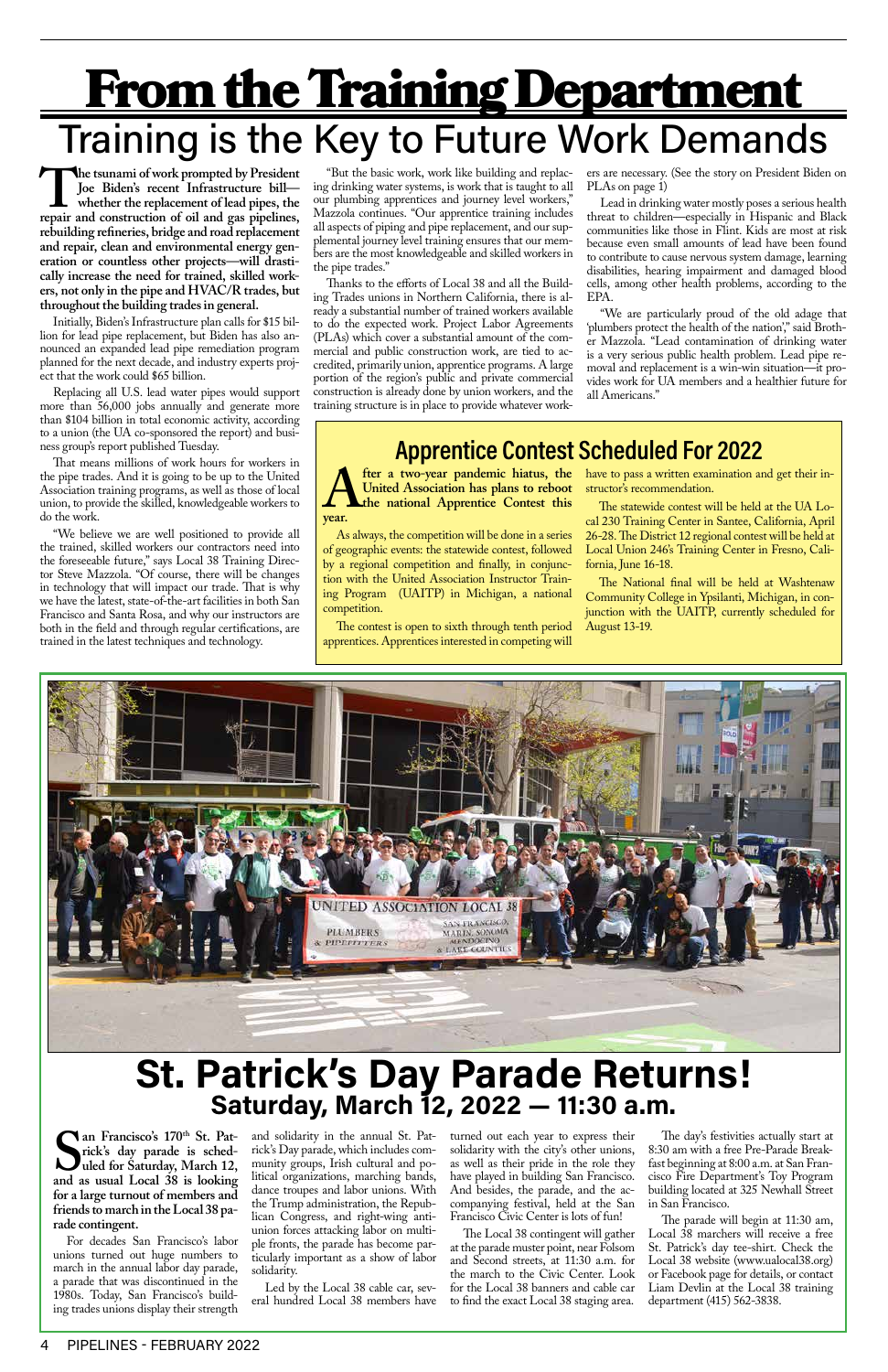# From the Training Department

## Training is the Key to Future Work Demands

**The tsunami of work prompted by President Joe Biden's recent Infrastructure bill—whether the replacement of lead pipes, the repair and construction of oil and gas pipelines, rebuilding refineries, bridge and road replacement and repair, clean and environmental energy generation or countless other projects—will drastically increase the need for trained, skilled workers, not only in the pipe and HVAC/R trades, but throughout the building trades in general.**

Initially, Biden's Infrastructure plan calls for $15 billion for lead pipe replacement, but Biden has also announced an expanded lead pipe remediation program planned for the next decade, and industry experts project that the work could $65 billion.

Replacing all U.S. lead water pipes would support more than 56,000 jobs annually and generate more than $104 billion in total economic activity, according to a union (the UA co-sponsored the report) and business group's report published Tuesday.

That means millions of work hours for workers in the pipe trades. And it is going to be up to the United Association training programs, as well as those of local union, to provide the skilled, knowledgeable workers to do the work.

"We believe we are well positioned to provide all the trained, skilled workers our contractors need into the foreseeable future," says Local 38 Training Director Steve Mazzola. "Of course, there will be changes in technology that will impact our trade. That is why we have the latest, state-of-the-art facilities in both San Francisco and Santa Rosa, and why our instructors are both in the field and through regular certifications, are trained in the latest techniques and technology.

"But the basic work, work like building and replacing drinking water systems, is work that is taught to all our plumbing apprentices and journey level workers," Mazzola continues. "Our apprentice training includes all aspects of piping and pipe replacement, and our supplemental journey level training ensures that our members are the most knowledgeable and skilled workers in the pipe trades."

Thanks to the efforts of Local 38 and all the Building Trades unions in Northern California, there is already a substantial number of trained workers available to do the expected work. Project Labor Agreements (PLAs) which cover a substantial amount of the commercial and public construction work, are tied to accredited, primarily union, apprentice programs. A large portion of the region's public and private commercial construction is already done by union workers, and the training structure is in place to provide whatever workers are necessary. (See the story on President Biden on PLAs on page 1)

Lead in drinking water mostly poses a serious health threat to children—especially in Hispanic and Black communities like those in Flint. Kids are most at risk because even small amounts of lead have been found to contribute to cause nervous system damage, learning disabilities, hearing impairment and damaged blood cells, among other health problems, according to the EPA.

"We are particularly proud of the old adage that 'plumbers protect the health of the nation'," said Brother Mazzola. "Lead contamination of drinking water is a very serious public health problem. Lead pipe removal and replacement is a win-win situation—it provides work for UA members and a healthier future for all Americans."

## Apprentice Contest Scheduled For 2022

**After a two-year pandemic hiatus, the United Association has plans to reboot the national Apprentice Contest this year.**

As always, the competition will be done in a series of geographic events: the statewide contest, followed by a regional competition and finally, in conjunction with the United Association Instructor Training Program (UAITP) in Michigan, a national competition.

The contest is open to sixth through tenth period apprentices. Apprentices interested in competing will have to pass a written examination and get their instructor's recommendation.

The statewide contest will be held at the UA Local 230 Training Center in Santee, California, April 26-28. The District 12 regional contest will be held at Local Union 246's Training Center in Fresno, California, June 16-18.

The National final will be held at Washtenaw Community College in Ypsilanti, Michigan, in conjunction with the UAITP, currently scheduled for August 13-19.

# St. Patrick's Day Parade Returns!

## Saturday, March 12, 2022 — 11:30 a.m.

**San Francisco's 170th St. Patrick's day parade is scheduled for Saturday, March 12, and as usual Local 38 is looking for a large turnout of members and friends to march in the Local 38 parade contingent.**

For decades San Francisco's labor unions turned out huge numbers to march in the annual labor day parade, a parade that was discontinued in the 1980s. Today, San Francisco's building trades unions display their strength and solidarity in the annual St. Patrick's Day parade, which includes community groups, Irish cultural and political organizations, marching bands, dance troupes and labor unions. With the Trump administration, the Republican Congress, and right-wing anti-union forces attacking labor on multiple fronts, the parade has become particularly important as a show of labor solidarity.

Led by the Local 38 cable car, several hundred Local 38 members have turned out each year to express their solidarity with the city's other unions, as well as their pride in the role they have played in building San Francisco. And besides, the parade, and the accompanying festival, held at the San Francisco Civic Center is lots of fun!

The Local 38 contingent will gather at the parade muster point, near Folsom and Second streets, at 11:30 a.m. for the march to the Civic Center. Look for the Local 38 banners and cable car to find the exact Local 38 staging area.

The day's festivities actually start at 8:30 am with a free Pre-Parade Breakfast beginning at 8:00 a.m. at San Francisco Fire Department's Toy Program building located at 325 Newhall Street in San Francisco.

The parade will begin at 11:30 am, Local 38 marchers will receive a free St. Patrick's day tee-shirt. Check the Local 38 website (www.ualocal38.org) or Facebook page for details, or contact Liam Devlin at the Local 38 training department (415) 562-3838.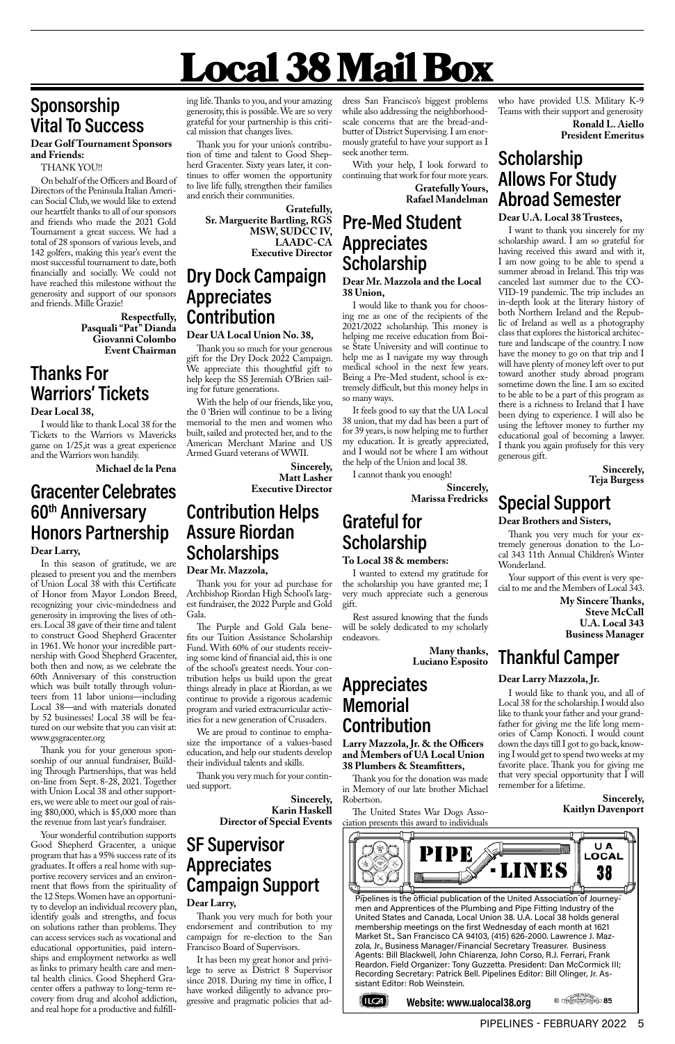# Local 38 Mail Box

## Sponsorship Vital To Success

**Dear Golf Tournament Sponsors and Friends:**

THANK YOU!!

On behalf of the Officers and Board of Directors of the Peninsula Italian American Social Club, we would like to extend our heartfelt thanks to all of our sponsors and friends who made the 2021 Gold Tournament a great success. We had a total of 28 sponsors of various levels, and 142 golfers, making this year's event the most successful tournament to date, both financially and socially. We could not have reached this milestone without the generosity and support of our sponsors and friends. Mille Grazie!

**Respectfully,**
**Pasquali "Pat" Dianda**
**Giovanni Colombo**
**Event Chairman**

## Thanks For Warriors' Tickets

**Dear Local 38,**

I would like to thank Local 38 for the Tickets to the Warriors vs Mavericks game on 1/25,it was a great experience and the Warriors won handily.

**Michael de la Pena**

## Gracenter Celebrates 60th Anniversary Honors Partnership

**Dear Larry,**

In this season of gratitude, we are pleased to present you and the members of Union Local 38 with this Certificate of Honor from Mayor London Breed, recognizing your civic-mindedness and generosity in improving the lives of others. Local 38 gave of their time and talent to construct Good Shepherd Gracenter in 1961. We honor your incredible partnership with Good Shepherd Gracenter, both then and now, as we celebrate the 60th Anniversary of this construction which was built totally through volunteers from 11 labor unions—including Local 38—and with materials donated by 52 businesses! Local 38 will be featured on our website that you can visit at: www.gsgracenter.org

Thank you for your generous sponsorship of our annual fundraiser, Building Through Partnerships, that was held on-line from Sept. 8-28, 2021. Together with Union Local 38 and other supporters, we were able to meet our goal of raising $80,000, which is $5,000 more than the revenue from last year's fundraiser.

Your wonderful contribution supports Good Shepherd Gracenter, a unique program that has a 95% success rate of its graduates. It offers a real home with supportive recovery services and an environment that flows from the spirituality of the 12 Steps. Women have an opportunity to develop an individual recovery plan, identify goals and strengths, and focus on solutions rather than problems. They can access services such as vocational and educational opportunities, paid internships and employment networks as well as links to primary health care and mental health clinics. Good Shepherd Gracenter offers a pathway to long-term recovery from drug and alcohol addiction, and real hope for a productive and fulfilling life. Thanks to you, and your amazing generosity, this is possible. We are so very grateful for your partnership is this critical mission that changes lives.

Thank you for your union's contribution of time and talent to Good Shepherd Gracenter. Sixty years later, it continues to offer women the opportunity to live life fully, strengthen their families and enrich their communities.

**Gratefully,**
**Sr. Marguerite Bartling, RGS**
**MSW, SUDCC IV,**
**LAADC-CA**
**Executive Director**

## Dry Dock Campaign Appreciates Contribution

**Dear UA Local Union No. 38,**

Thank you so much for your generous gift for the Dry Dock 2022 Campaign. We appreciate this thoughtful gift to help keep the SS Jeremiah O'Brien sailing for future generations.

With the help of our friends, like you, the 0 'Brien will continue to be a living memorial to the men and women who built, sailed and protected her, and to the American Merchant Marine and US Armed Guard veterans of WWII.

**Sincerely,**
**Matt Lasher**
**Executive Director**

## Contribution Helps Assure Riordan Scholarships

**Dear Mr. Mazzola,**

Thank you for your ad purchase for Archbishop Riordan High School's largest fundraiser, the 2022 Purple and Gold Gala.

The Purple and Gold Gala benefits our Tuition Assistance Scholarship Fund. With 60% of our students receiving some kind of financial aid, this is one of the school's greatest needs. Your contribution helps us build upon the great things already in place at Riordan, as we continue to provide a rigorous academic program and varied extracurricular activities for a new generation of Crusaders.

We are proud to continue to emphasize the importance of a values-based education, and help our students develop their individual talents and skills.

Thank you very much for your continued support.

**Sincerely,**
**Karin Haskell**
**Director of Special Events**

## SF Supervisor Appreciates Campaign Support

**Dear Larry,**

Thank you very much for both your endorsement and contribution to my campaign for re-election to the San Francisco Board of Supervisors.

It has been my great honor and privilege to serve as District 8 Supervisor since 2018. During my time in office, I have worked diligently to advance progressive and pragmatic policies that address San Francisco's biggest problems while also addressing the neighborhood-scale concerns that are the bread-and-butter of District Supervising. I am enormously grateful to have your support as I seek another term.

With your help, I look forward to continuing that work for four more years.

**Gratefully Yours,**
**Rafael Mandelman**

## Pre-Med Student Appreciates Scholarship

**Dear Mr. Mazzola and the Local 38 Union,**

I would like to thank you for choosing me as one of the recipients of the 2021/2022 scholarship. This money is helping me receive education from Boise State University and will continue to help me as I navigate my way through medical school in the next few years. Being a Pre-Med student, school is extremely difficult, but this money helps in so many ways.

It feels good to say that the UA Local 38 union, that my dad has been a part of for 39 years, is now helping me to further my education. It is greatly appreciated, and I would not be where I am without the help of the Union and local 38.

I cannot thank you enough!

**Sincerely,**
**Marissa Fredricks**

## Grateful for Scholarship

**To Local 38 & members:**

I wanted to extend my gratitude for the scholarship you have granted me; I very much appreciate such a generous gift.

Rest assured knowing that the funds will be solely dedicated to my scholarly endeavors.

**Many thanks,**
**Luciano Esposito**

## Appreciates Memorial Contribution

**Larry Mazzola, Jr. & the Officers and Members of UA Local Union 38 Plumbers & Steamfitters,**

Thank you for the donation was made in Memory of our late brother Michael Robertson.

The United States War Dogs Association presents this award to individuals who have provided U.S. Military K-9 Teams with their support and generosity

**Ronald L. Aiello**
**President Emeritus**

## Scholarship Allows For Study Abroad Semester

**Dear U.A. Local 38 Trustees,**

I want to thank you sincerely for my scholarship award. I am so grateful for having received this award and with it, I am now going to be able to spend a summer abroad in Ireland. This trip was canceled last summer due to the COVID-19 pandemic. The trip includes an in-depth look at the literary history of both Northern Ireland and the Republic of Ireland as well as a photography class that explores the historical architecture and landscape of the country. I now have the money to go on that trip and I will have plenty of money left over to put toward another study abroad program sometime down the line. I am so excited to be able to be a part of this program as there is a richness to Ireland that I have been dying to experience. I will also be using the leftover money to further my educational goal of becoming a lawyer. I thank you again profusely for this very generous gift.

**Sincerely,**
**Teja Burgess**

## Special Support

**Dear Brothers and Sisters,**

Thank you very much for your extremely generous donation to the Local 343 11th Annual Children's Winter Wonderland.

Your support of this event is very special to me and the Members of Local 343.

**My Sincere Thanks,**
**Steve McCall**
**U.A. Local 343**
**Business Manager**

## Thankful Camper

**Dear Larry Mazzola, Jr.**

I would like to thank you, and all of Local 38 for the scholarship. I would also like to thank your father and your grandfather for giving me the life long memories of Camp Konocti. I would count down the days till I got to go back, knowing I would get to spend two weeks at my favorite place. Thank you for giving me that very special opportunity that I will remember for a lifetime.

**Sincerely,**
**Kaitlyn Davenport**

---

**PIPE-LINES** — U A LOCAL 38

Pipelines is the official publication of the United Association of Journeymen and Apprentices of the Plumbing and Pipe Fitting Industry of the United States and Canada, Local Union 38. U.A. Local 38 holds general membership meetings on the first Wednesday of each month at 1621 Market St., San Francisco CA 94103, (415) 626-2000. Lawrence J. Mazzola, Jr., Business Manager/Financial Secretary Treasurer. Business Agents: Bill Blackwell, John Chiarenza, John Corso, R.J. Ferrari, Frank Reardon. Field Organizer: Tony Guzzetta. President: Dan McCormick III; Recording Secretary: Patrick Bell. Pipelines Editor: Bill Olinger, Jr. Assistant Editor: Rob Weinstein.

**Website: www.ualocal38.org**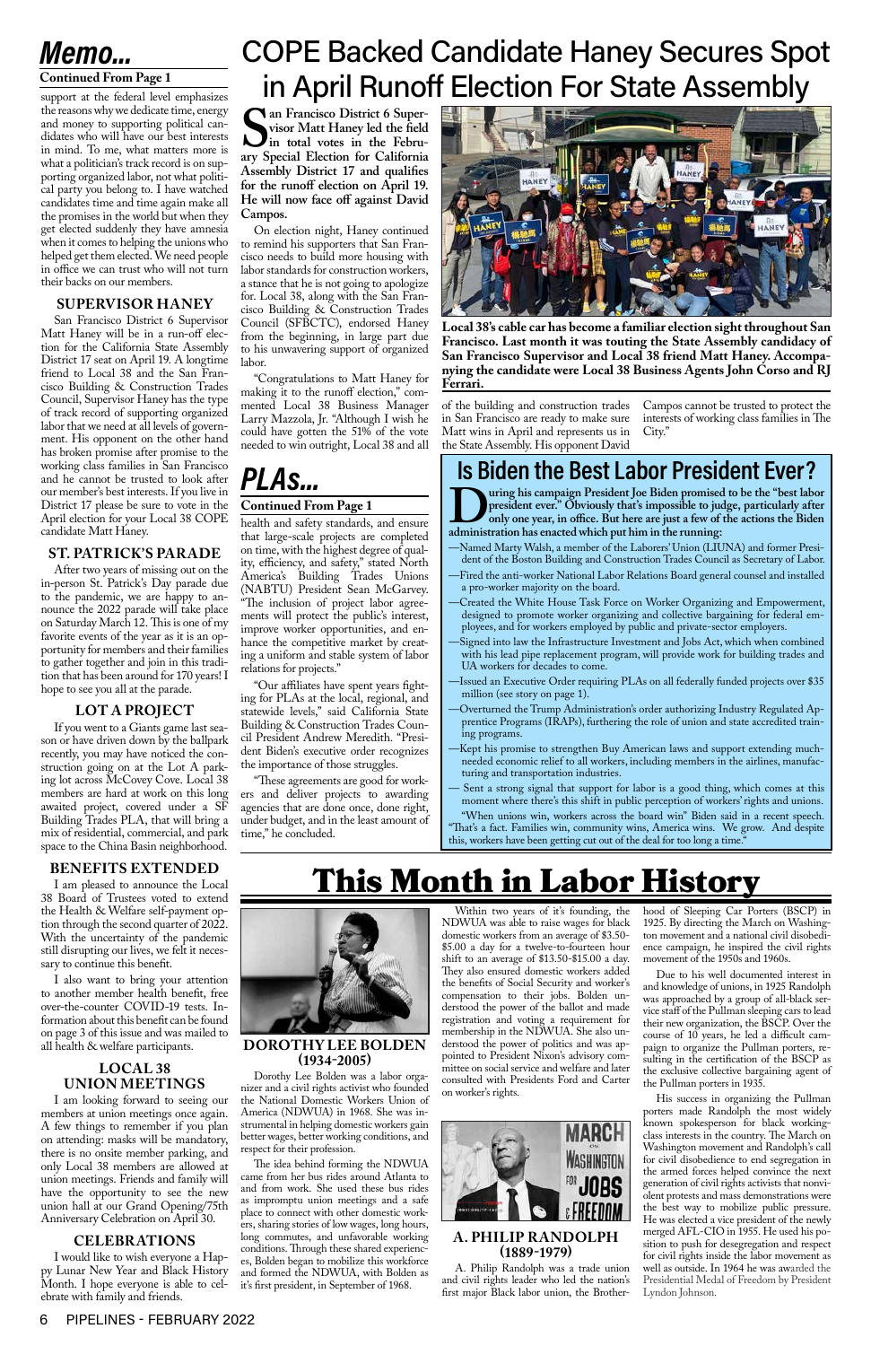## Memo...

**Continued From Page 1**

support at the federal level emphasizes the reasons why we dedicate time, energy and money to supporting political candidates who will have our best interests in mind. To me, what matters more is what a politician's track record is on supporting organized labor, not what political party you belong to. I have watched candidates time and time again make all the promises in the world but when they get elected suddenly they have amnesia when it comes to helping the unions who helped get them elected. We need people in office we can trust who will not turn their backs on our members.

### SUPERVISOR HANEY

San Francisco District 6 Supervisor Matt Haney will be in a run-off election for the California State Assembly District 17 seat on April 19. A longtime friend to Local 38 and the San Francisco Building & Construction Trades Council, Supervisor Haney has the type of track record of supporting organized labor that we need at all levels of government. His opponent on the other hand has broken promise after promise to the working class families in San Francisco and he cannot be trusted to look after our member's best interests. If you live in District 17 please be sure to vote in the April election for your Local 38 COPE candidate Matt Haney.

### ST. PATRICK'S PARADE

After two years of missing out on the in-person St. Patrick's Day parade due to the pandemic, we are happy to announce the 2022 parade will take place on Saturday March 12. This is one of my favorite events of the year as it is an opportunity for members and their families to gather together and join in this tradition that has been around for 170 years! I hope to see you all at the parade.

### LOT A PROJECT

If you went to a Giants game last season or have driven down by the ballpark recently, you may have noticed the construction going on at the Lot A parking lot across McCovey Cove. Local 38 members are hard at work on this long awaited project, covered under a SF Building Trades PLA, that will bring a mix of residential, commercial, and park space to the China Basin neighborhood.

### BENEFITS EXTENDED

I am pleased to announce the Local 38 Board of Trustees voted to extend the Health & Welfare self-payment option through the second quarter of 2022. With the uncertainty of the pandemic still disrupting our lives, we felt it necessary to continue this benefit.

I also want to bring your attention to another member health benefit, free over-the-counter COVID-19 tests. Information about this benefit can be found on page 3 of this issue and was mailed to all health & welfare participants.

### LOCAL 38 UNION MEETINGS

I am looking forward to seeing our members at union meetings once again. A few things to remember if you plan on attending: masks will be mandatory, there is no onsite member parking, and only Local 38 members are allowed at union meetings. Friends and family will have the opportunity to see the new union hall at our Grand Opening/75th Anniversary Celebration on April 30.

### CELEBRATIONS

I would like to wish everyone a Happy Lunar New Year and Black History Month. I hope everyone is able to celebrate with family and friends.

# COPE Backed Candidate Haney Secures Spot in April Runoff Election For State Assembly

**San Francisco District 6 Supervisor Matt Haney led the field in total votes in the February Special Election for California Assembly District 17 and qualifies for the runoff election on April 19. He will now face off against David Campos.**

On election night, Haney continued to remind his supporters that San Francisco needs to build more housing with labor standards for construction workers, a stance that he is not going to apologize for. Local 38, along with the San Francisco Building & Construction Trades Council (SFBCTC), endorsed Haney from the beginning, in large part due to his unwavering support of organized labor.

"Congratulations to Matt Haney for making it to the runoff election," commented Local 38 Business Manager Larry Mazzola, Jr. "Although I wish he could have gotten the 51% of the vote needed to win outright, Local 38 and all of the building and construction trades in San Francisco are ready to make sure Matt wins in April and represents us in the State Assembly. His opponent David Campos cannot be trusted to protect the interests of working class families in The City."

**Local 38's cable car has become a familiar election sight throughout San Francisco. Last month it was touting the State Assembly candidacy of San Francisco Supervisor and Local 38 friend Matt Haney. Accompanying the candidate were Local 38 Business Agents John Corso and RJ Ferrari.**

## PLAs...

**Continued From Page 1**

health and safety standards, and ensure that large-scale projects are completed on time, with the highest degree of quality, efficiency, and safety," stated North America's Building Trades Unions (NABTU) President Sean McGarvey. "The inclusion of project labor agreements will protect the public's interest, improve worker opportunities, and enhance the competitive market by creating a uniform and stable system of labor relations for projects."

"Our affiliates have spent years fighting for PLAs at the local, regional, and statewide levels," said California State Building & Construction Trades Council President Andrew Meredith. "President Biden's executive order recognizes the importance of those struggles.

"These agreements are good for workers and deliver projects to awarding agencies that are done once, done right, under budget, and in the least amount of time," he concluded.

## Is Biden the Best Labor President Ever?

**During his campaign President Joe Biden promised to be the "best labor president ever." Obviously that's impossible to judge, particularly after only one year, in office. But here are just a few of the actions the Biden administration has enacted which put him in the running:**

—Named Marty Walsh, a member of the Laborers' Union (LIUNA) and former President of the Boston Building and Construction Trades Council as Secretary of Labor.

—Fired the anti-worker National Labor Relations Board general counsel and installed a pro-worker majority on the board.

—Created the White House Task Force on Worker Organizing and Empowerment, designed to promote worker organizing and collective bargaining for federal employees, and for workers employed by public and private-sector employers.

—Signed into law the Infrastructure Investment and Jobs Act, which when combined with his lead pipe replacement program, will provide work for building trades and UA workers for decades to come.

—Issued an Executive Order requiring PLAs on all federally funded projects over $35 million (see story on page 1).

—Overturned the Trump Administration's order authorizing Industry Regulated Apprentice Programs (IRAPs), furthering the role of union and state accredited training programs.

—Kept his promise to strengthen Buy American laws and support extending much-needed economic relief to all workers, including members in the airlines, manufacturing and transportation industries.

— Sent a strong signal that support for labor is a good thing, which comes at this moment where there's this shift in public perception of workers' rights and unions.

"When unions win, workers across the board win" Biden said in a recent speech. "That's a fact. Families win, community wins, America wins. We grow. And despite this, workers have been getting cut out of the deal for too long a time."

# This Month in Labor History

### DOROTHY LEE BOLDEN (1934-2005)

Dorothy Lee Bolden was a labor organizer and a civil rights activist who founded the National Domestic Workers Union of America (NDWUA) in 1968. She was instrumental in helping domestic workers gain better wages, better working conditions, and respect for their profession.

The idea behind forming the NDWUA came from her bus rides around Atlanta to and from work. She used these bus rides as impromptu union meetings and a safe place to connect with other domestic workers, sharing stories of low wages, long hours, long commutes, and unfavorable working conditions. Through these shared experiences, Bolden began to mobilize this workforce and formed the NDWUA, with Bolden as it's first president, in September of 1968.

Within two years of it's founding, the NDWUA was able to raise wages for black domestic workers from an average of $3.50-$5.00 a day for a twelve-to-fourteen hour shift to an average of $13.50-$15.00 a day. They also ensured domestic workers added the benefits of Social Security and worker's compensation to their jobs. Bolden understood the power of the ballot and made registration and voting a requirement for membership in the NDWUA. She also understood the power of politics and was appointed to President Nixon's advisory committee on social service and welfare and later consulted with Presidents Ford and Carter on worker's rights.

### A. PHILIP RANDOLPH (1889-1979)

A. Philip Randolph was a trade union and civil rights leader who led the nation's first major Black labor union, the Brotherhood of Sleeping Car Porters (BSCP) in 1925. By directing the March on Washington movement and a civil disobedience campaign, he inspired the civil rights movement of the 1950s and 1960s.

Due to his well documented interest in and knowledge of unions, in 1925 Randolph was approached by a group of all-black service staff of the Pullman sleeping cars to lead their new organization, the BSCP. Over the course of 10 years, he led a difficult campaign to organize the Pullman porters, resulting in the certification of the BSCP as the exclusive collective bargaining agent of the Pullman porters in 1935.

His success in organizing the Pullman porters made Randolph the most widely known spokesperson for black working-class interests in the country. The March on Washington movement and Randolph's call for civil disobedience to end segregation in the armed forces helped convince the next generation of civil rights activists that nonviolent protests and mass demonstrations were the best way to mobilize public pressure. He was elected a vice president of the newly merged AFL-CIO in 1955. He used his position to push for desegregation and respect for civil rights inside the labor movement as well as outside. In 1964 he was awarded the Presidential Medal of Freedom by President Lyndon Johnson.